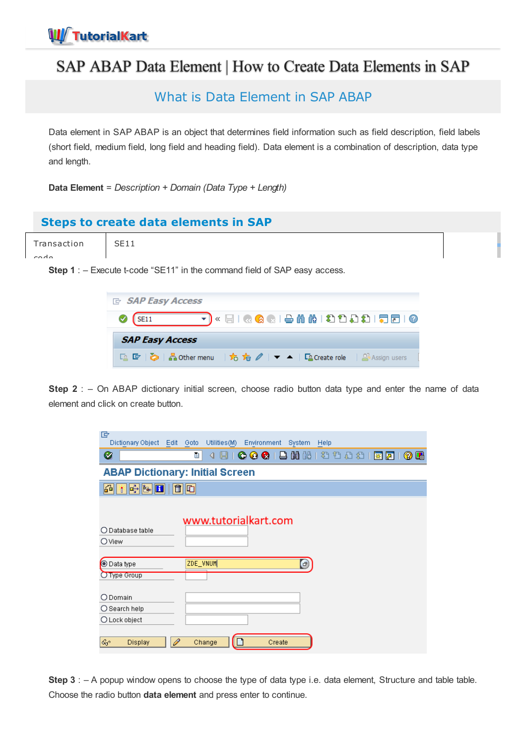# SAP ABAP Data Element | How to Create Data Elements in SAP

## What is Data Element in SAP ABAP

Data element in SAP ABAP is an object that determines field information such as field description, field labels (short field, medium field, long field and heading field). Data element is a combination of description, data type and length.

**Data Element** = *Description + Domain (Data Type + Length)*

## Steps to create data elements in SAP

| Transaction code | SE11 |
|---|---|

**Step 1** : – Execute t-code "SE11" in the command field of SAP easy access.

**Step 2** : – On ABAP dictionary initial screen, choose radio button data type and enter the name of data element and click on create button.

**Step 3** : – A popup window opens to choose the type of data type i.e. data element, Structure and table table. Choose the radio button **data element** and press enter to continue.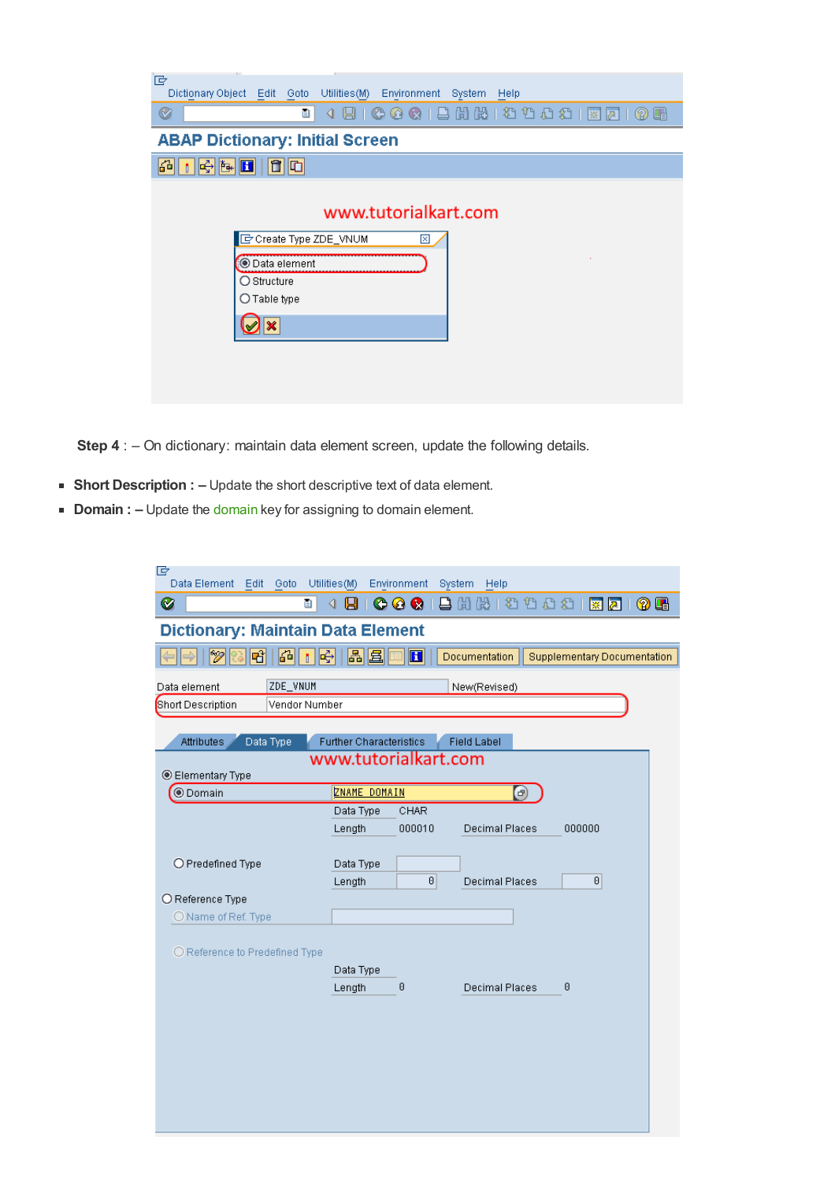**Step 4** : – On dictionary: maintain data element screen, update the following details.

- **Short Description : –** Update the short descriptive text of data element.
- **Domain : –** Update the domain key for assigning to domain element.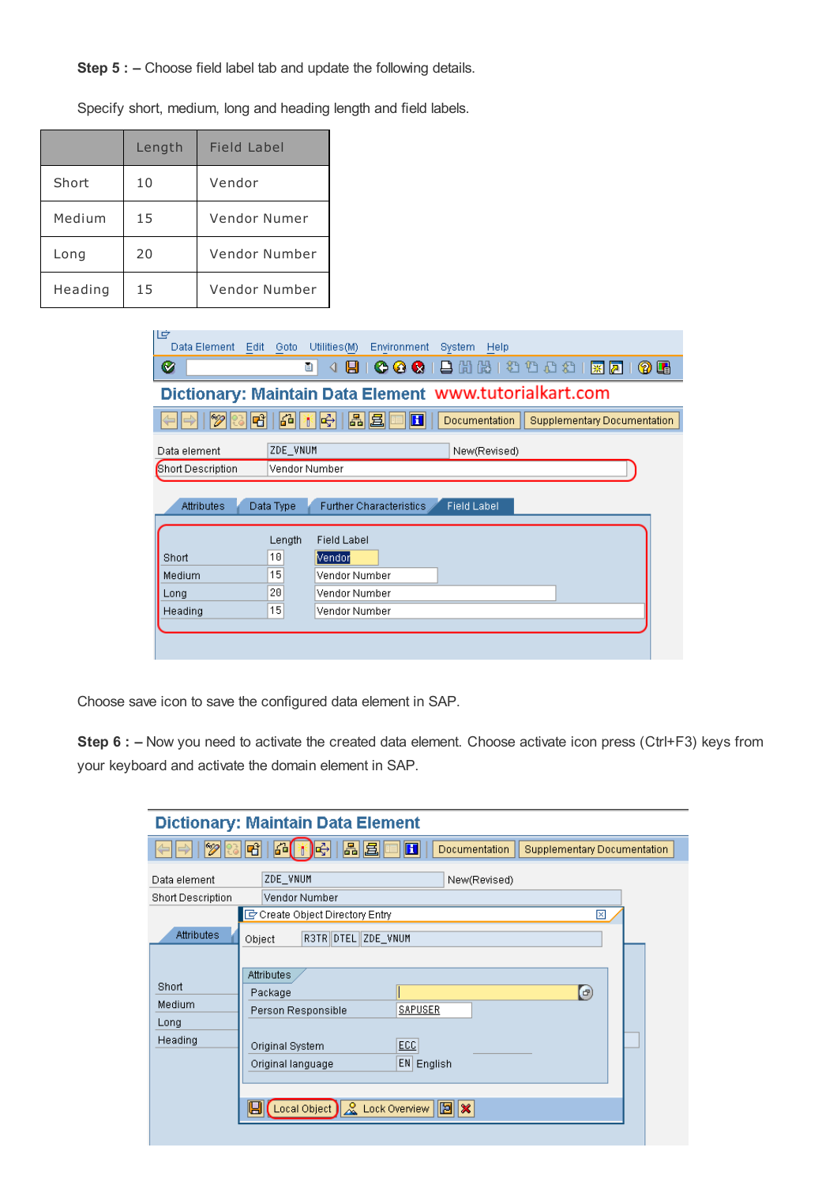**Step 5 : –** Choose field label tab and update the following details.

Specify short, medium, long and heading length and field labels.

| | Length | Field Label |
|---|---|---|
| Short | 10 | Vendor |
| Medium | 15 | Vendor Numer |
| Long | 20 | Vendor Number |
| Heading | 15 | Vendor Number |

Choose save icon to save the configured data element in SAP.

**Step 6 : –** Now you need to activate the created data element. Choose activate icon press (Ctrl+F3) keys from your keyboard and activate the domain element in SAP.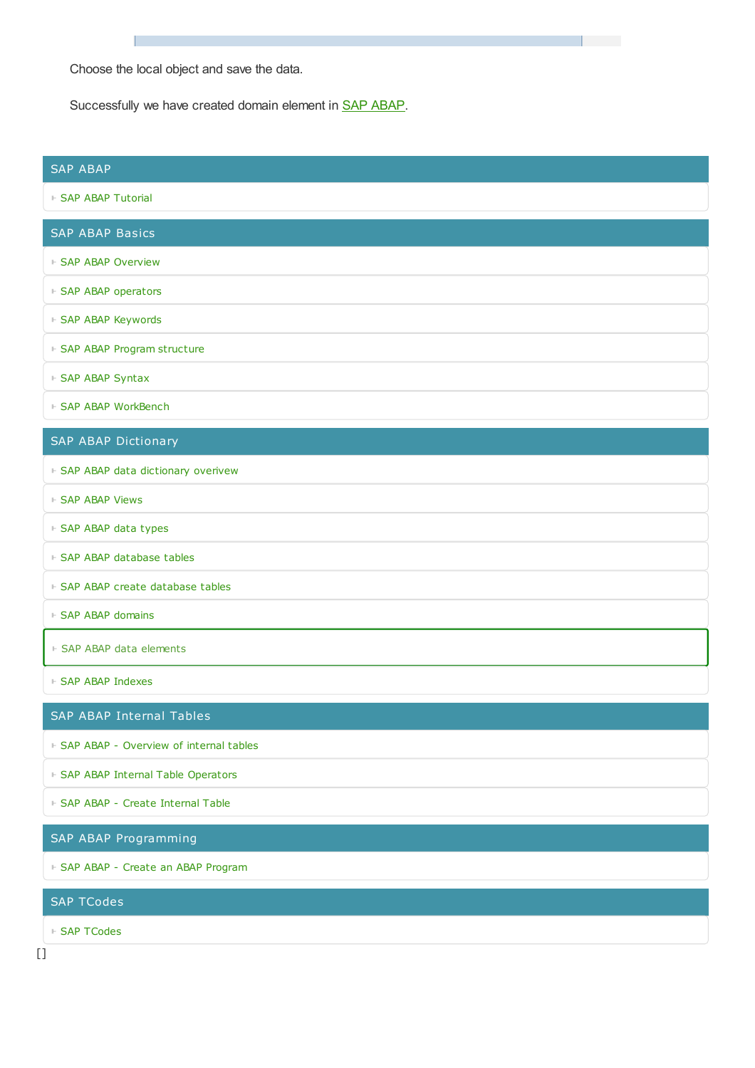Choose the local object and save the data.

Successfully we have created domain element in SAP ABAP.

## SAP ABAP

- SAP ABAP Tutorial

## SAP ABAP Basics

- SAP ABAP Overview
- SAP ABAP operators
- SAP ABAP Keywords
- SAP ABAP Program structure
- SAP ABAP Syntax
- SAP ABAP WorkBench

## SAP ABAP Dictionary

- SAP ABAP data dictionary overivew
- SAP ABAP Views
- SAP ABAP data types
- SAP ABAP database tables
- SAP ABAP create database tables
- SAP ABAP domains
- SAP ABAP data elements
- SAP ABAP Indexes

## SAP ABAP Internal Tables

- SAP ABAP - Overview of internal tables
- SAP ABAP Internal Table Operators
- SAP ABAP - Create Internal Table

## SAP ABAP Programming

- SAP ABAP - Create an ABAP Program

## SAP TCodes

- SAP TCodes

[]